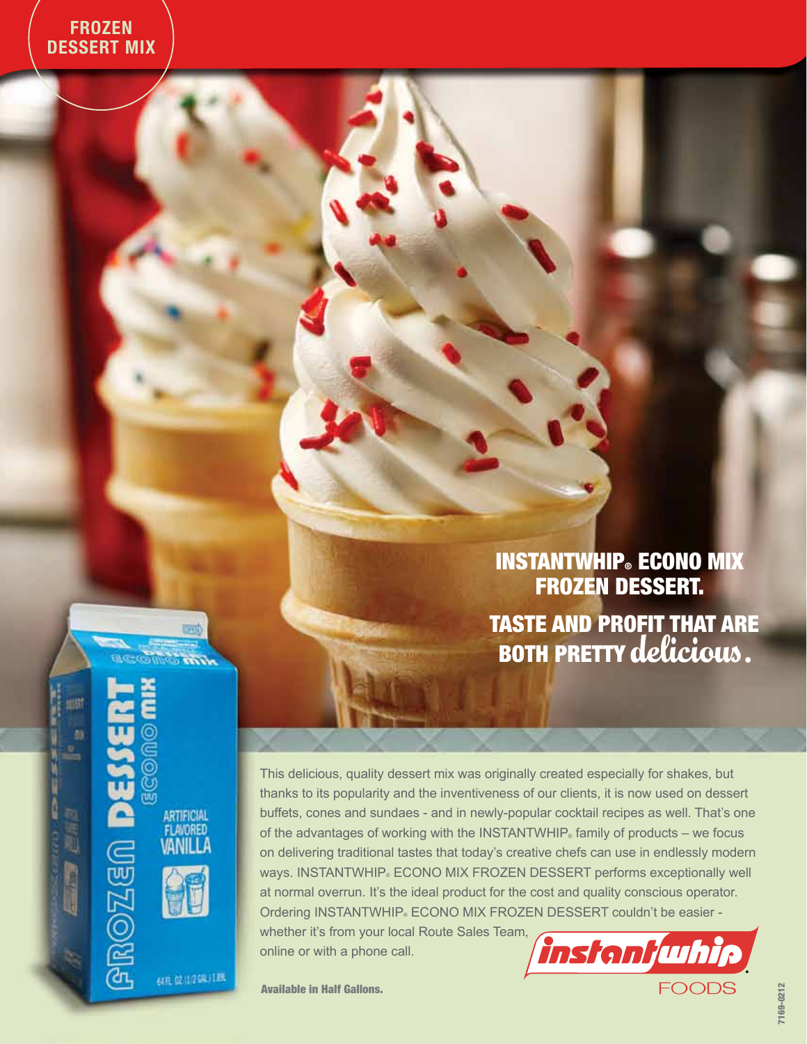FROZEN DESSERT MIX

# INSTANTWHIP® ECONO MIX FROZEN DESSERT.

## TASTE AND PROFIT THAT ARE BOTH PRETTY *delicious*.

This delicious, quality dessert mix was originally created especially for shakes, but thanks to its popularity and the inventiveness of our clients, it is now used on dessert buffets, cones and sundaes - and in newly-popular cocktail recipes as well. That's one of the advantages of working with the INSTANTWHIP® family of products – we focus on delivering traditional tastes that today's creative chefs can use in endlessly modern ways. INSTANTWHIP® ECONO MIX FROZEN DESSERT performs exceptionally well at normal overrun. It's the ideal product for the cost and quality conscious operator. Ordering INSTANTWHIP® ECONO MIX FROZEN DESSERT couldn't be easier - whether it's from your local Route Sales Team, online or with a phone call.

**Available in Half Gallons.**

instantwhip FOODS

7169-0212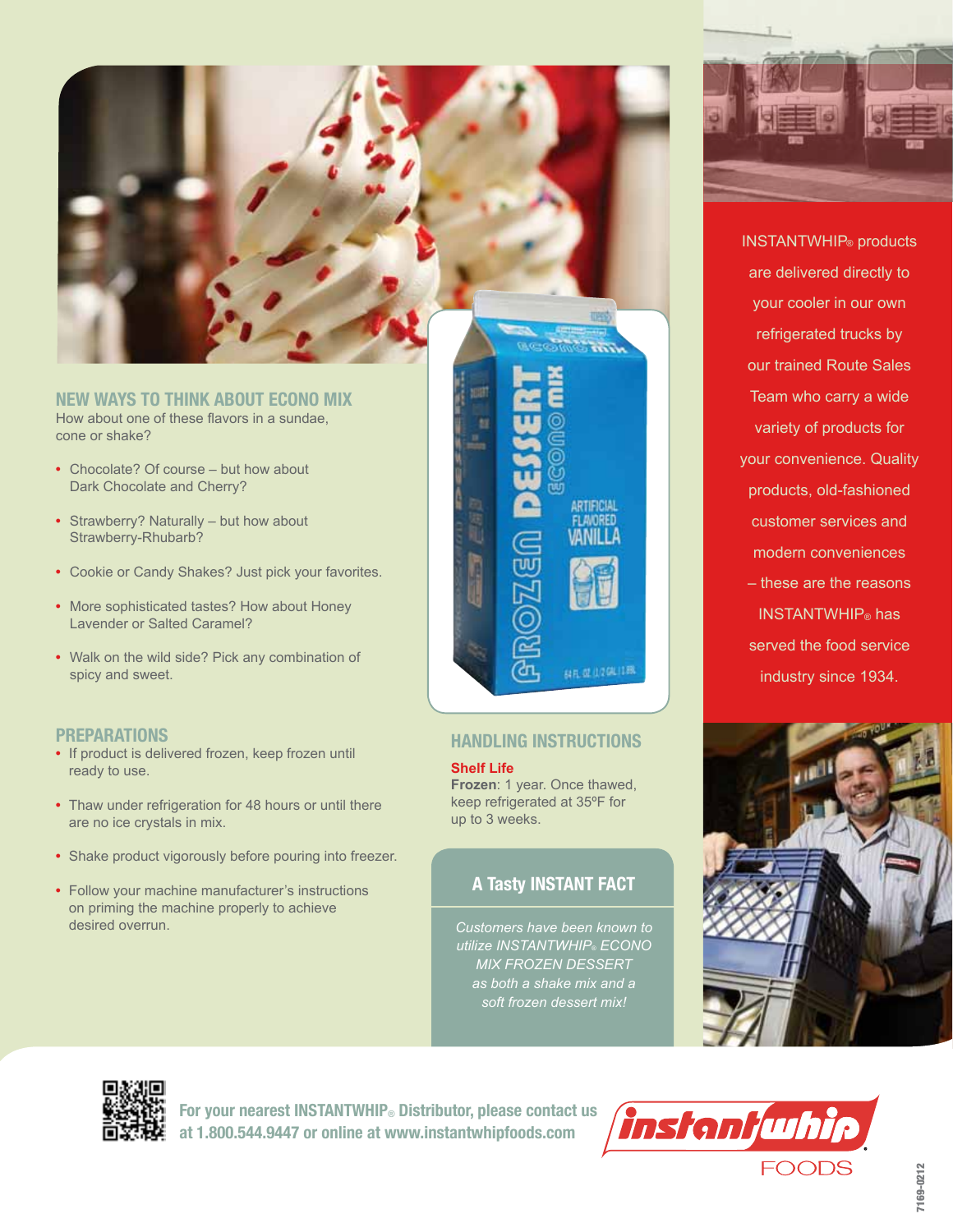## NEW WAYS TO THINK ABOUT ECONO MIX

How about one of these flavors in a sundae, cone or shake?

- Chocolate? Of course – but how about Dark Chocolate and Cherry?
- Strawberry? Naturally – but how about Strawberry-Rhubarb?
- Cookie or Candy Shakes? Just pick your favorites.
- More sophisticated tastes? How about Honey Lavender or Salted Caramel?
- Walk on the wild side? Pick any combination of spicy and sweet.

## PREPARATIONS

- If product is delivered frozen, keep frozen until ready to use.
- Thaw under refrigeration for 48 hours or until there are no ice crystals in mix.
- Shake product vigorously before pouring into freezer.
- Follow your machine manufacturer's instructions on priming the machine properly to achieve desired overrun.

## HANDLING INSTRUCTIONS

**Shelf Life**

**Frozen**: 1 year. Once thawed, keep refrigerated at 35ºF for up to 3 weeks.

### A Tasty INSTANT FACT

*Customers have been known to utilize INSTANTWHIP® ECONO MIX FROZEN DESSERT as both a shake mix and a soft frozen dessert mix!*

INSTANTWHIP® products are delivered directly to your cooler in our own refrigerated trucks by our trained Route Sales Team who carry a wide variety of products for your convenience. Quality products, old-fashioned customer services and modern conveniences – these are the reasons INSTANTWHIP® has served the food service industry since 1934.

**For your nearest INSTANTWHIP® Distributor, please contact us at 1.800.544.9447 or online at www.instantwhipfoods.com**

instantwhip FOODS

7169-0212